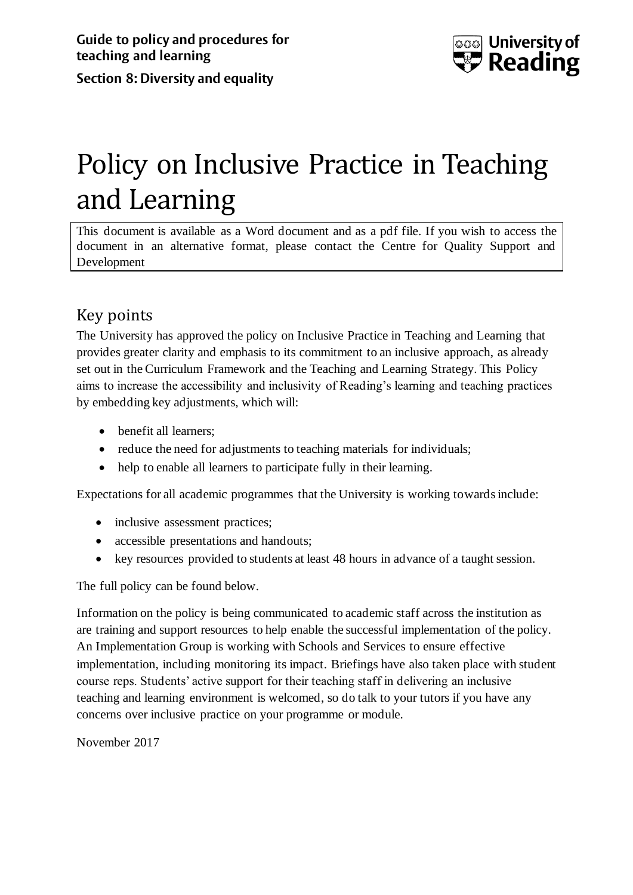**Guide to policy and procedures for teaching and learning**

**Section 8: Diversity and equality**

# Policy on Inclusive Practice in Teaching and Learning

This document is available as a Word document and as a pdf file. If you wish to access the document in an alternative format, please contact the Centre for Quality Support and Development

## Key points

The University has approved the policy on Inclusive Practice in Teaching and Learning that provides greater clarity and emphasis to its commitment to an inclusive approach, as already set out in the Curriculum Framework and the Teaching and Learning Strategy. This Policy aims to increase the accessibility and inclusivity of Reading's learning and teaching practices by embedding key adjustments, which will:

- benefit all learners;
- reduce the need for adjustments to teaching materials for individuals;
- help to enable all learners to participate fully in their learning.

Expectations for all academic programmes that the University is working towards include:

- inclusive assessment practices;
- accessible presentations and handouts;
- key resources provided to students at least 48 hours in advance of a taught session.

The full policy can be found below.

Information on the policy is being communicated to academic staff across the institution as are training and support resources to help enable the successful implementation of the policy. An Implementation Group is working with Schools and Services to ensure effective implementation, including monitoring its impact. Briefings have also taken place with student course reps. Students' active support for their teaching staff in delivering an inclusive teaching and learning environment is welcomed, so do talk to your tutors if you have any concerns over inclusive practice on your programme or module.

November 2017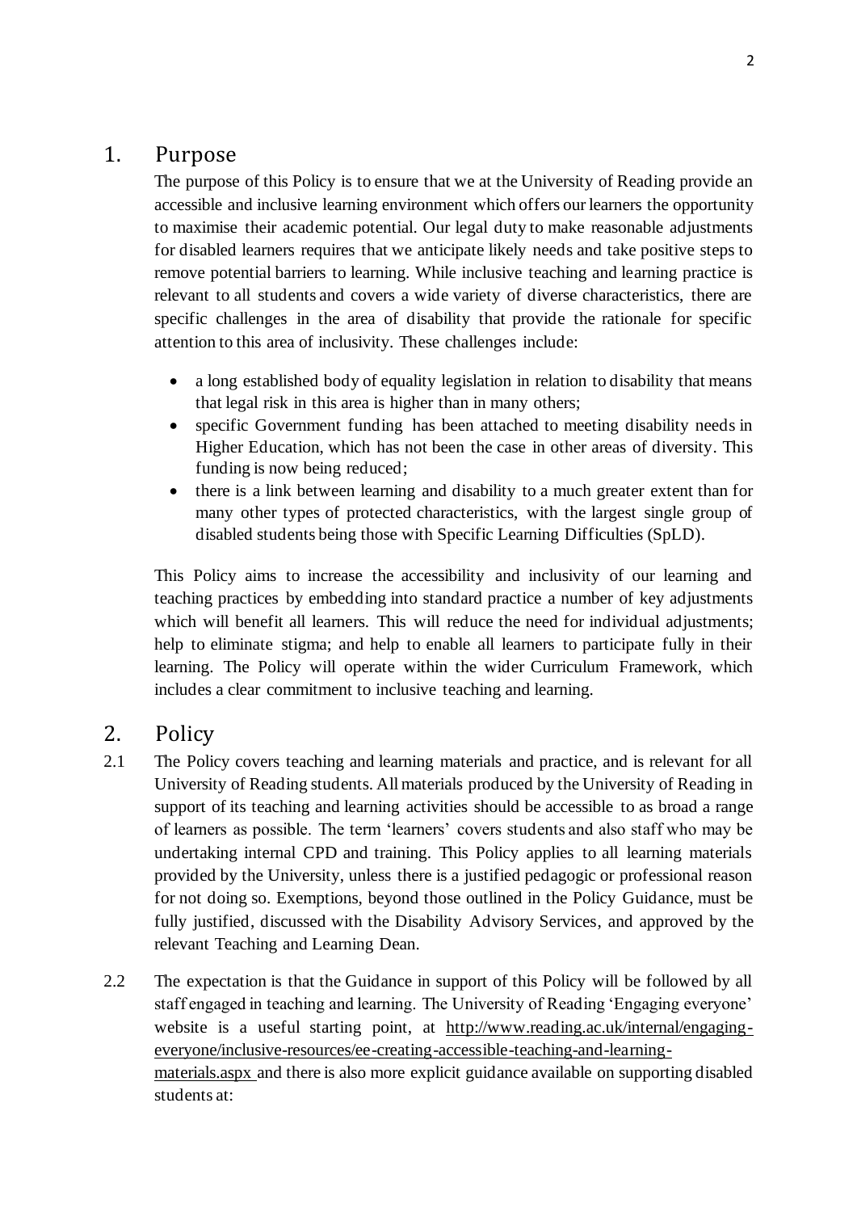## 1. Purpose

The purpose of this Policy is to ensure that we at the University of Reading provide an accessible and inclusive learning environment which offers our learners the opportunity to maximise their academic potential. Our legal duty to make reasonable adjustments for disabled learners requires that we anticipate likely needs and take positive steps to remove potential barriers to learning. While inclusive teaching and learning practice is relevant to all students and covers a wide variety of diverse characteristics, there are specific challenges in the area of disability that provide the rationale for specific attention to this area of inclusivity. These challenges include:

- a long established body of equality legislation in relation to disability that means that legal risk in this area is higher than in many others;
- specific Government funding has been attached to meeting disability needs in Higher Education, which has not been the case in other areas of diversity. This funding is now being reduced;
- there is a link between learning and disability to a much greater extent than for many other types of protected characteristics, with the largest single group of disabled students being those with Specific Learning Difficulties (SpLD).

This Policy aims to increase the accessibility and inclusivity of our learning and teaching practices by embedding into standard practice a number of key adjustments which will benefit all learners. This will reduce the need for individual adjustments; help to eliminate stigma; and help to enable all learners to participate fully in their learning. The Policy will operate within the wider Curriculum Framework, which includes a clear commitment to inclusive teaching and learning.

## 2. Policy

2.1 The Policy covers teaching and learning materials and practice, and is relevant for all University of Reading students. All materials produced by the University of Reading in support of its teaching and learning activities should be accessible to as broad a range of learners as possible. The term 'learners' covers students and also staff who may be undertaking internal CPD and training. This Policy applies to all learning materials provided by the University, unless there is a justified pedagogic or professional reason for not doing so. Exemptions, beyond those outlined in the Policy Guidance, must be fully justified, discussed with the Disability Advisory Services, and approved by the relevant Teaching and Learning Dean.

2.2 The expectation is that the Guidance in support of this Policy will be followed by all staff engaged in teaching and learning. The University of Reading 'Engaging everyone' website is a useful starting point, at http://www.reading.ac.uk/internal/engaging-everyone/inclusive-resources/ee-creating-accessible-teaching-and-learning-materials.aspx and there is also more explicit guidance available on supporting disabled students at: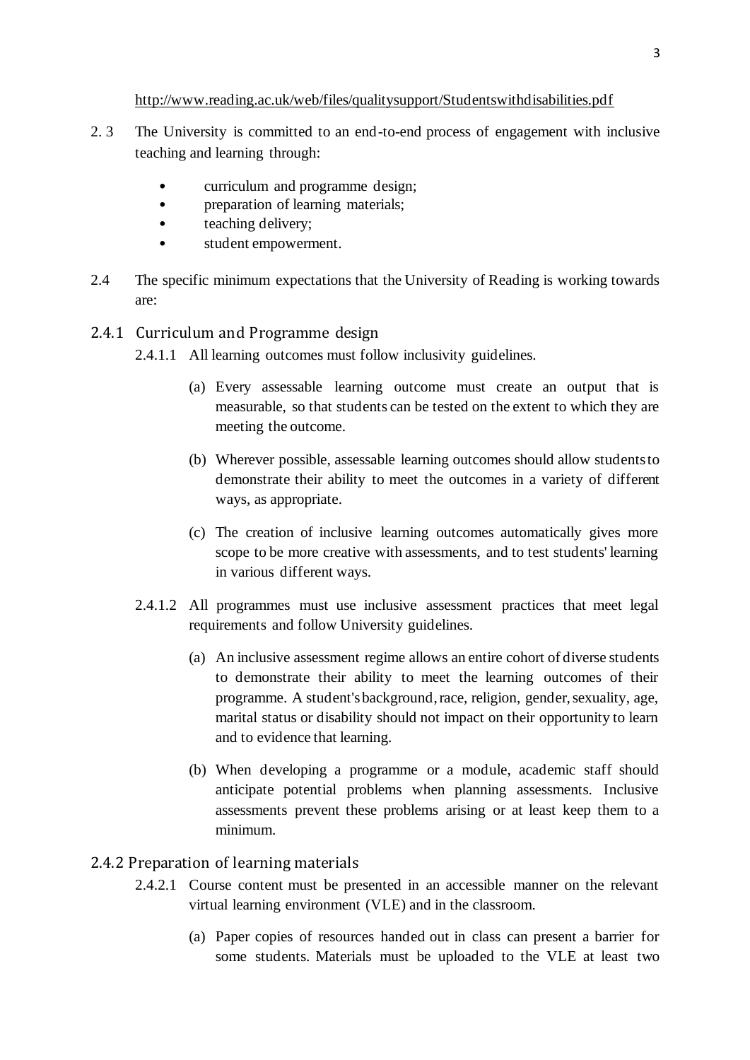http://www.reading.ac.uk/web/files/qualitysupport/Studentswithdisabilities.pdf

2. 3 The University is committed to an end-to-end process of engagement with inclusive teaching and learning through:

- curriculum and programme design;
- preparation of learning materials;
- teaching delivery;
- student empowerment.

2.4 The specific minimum expectations that the University of Reading is working towards are:

### 2.4.1 Curriculum and Programme design

2.4.1.1 All learning outcomes must follow inclusivity guidelines.

(a) Every assessable learning outcome must create an output that is measurable, so that students can be tested on the extent to which they are meeting the outcome.

(b) Wherever possible, assessable learning outcomes should allow students to demonstrate their ability to meet the outcomes in a variety of different ways, as appropriate.

(c) The creation of inclusive learning outcomes automatically gives more scope to be more creative with assessments, and to test students' learning in various different ways.

2.4.1.2 All programmes must use inclusive assessment practices that meet legal requirements and follow University guidelines.

(a) An inclusive assessment regime allows an entire cohort of diverse students to demonstrate their ability to meet the learning outcomes of their programme. A student's background, race, religion, gender, sexuality, age, marital status or disability should not impact on their opportunity to learn and to evidence that learning.

(b) When developing a programme or a module, academic staff should anticipate potential problems when planning assessments. Inclusive assessments prevent these problems arising or at least keep them to a minimum.

### 2.4.2 Preparation of learning materials

2.4.2.1 Course content must be presented in an accessible manner on the relevant virtual learning environment (VLE) and in the classroom.

(a) Paper copies of resources handed out in class can present a barrier for some students. Materials must be uploaded to the VLE at least two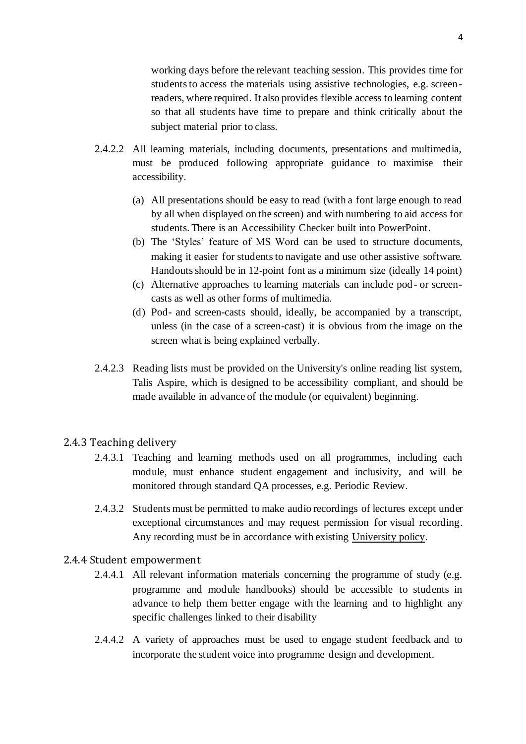working days before the relevant teaching session. This provides time for students to access the materials using assistive technologies, e.g. screen-readers, where required. It also provides flexible access to learning content so that all students have time to prepare and think critically about the subject material prior to class.

2.4.2.2 All learning materials, including documents, presentations and multimedia, must be produced following appropriate guidance to maximise their accessibility.

(a) All presentations should be easy to read (with a font large enough to read by all when displayed on the screen) and with numbering to aid access for students. There is an Accessibility Checker built into PowerPoint.

(b) The 'Styles' feature of MS Word can be used to structure documents, making it easier for students to navigate and use other assistive software. Handouts should be in 12-point font as a minimum size (ideally 14 point)

(c) Alternative approaches to learning materials can include pod- or screen-casts as well as other forms of multimedia.

(d) Pod- and screen-casts should, ideally, be accompanied by a transcript, unless (in the case of a screen-cast) it is obvious from the image on the screen what is being explained verbally.

2.4.2.3 Reading lists must be provided on the University's online reading list system, Talis Aspire, which is designed to be accessibility compliant, and should be made available in advance of the module (or equivalent) beginning.

### 2.4.3 Teaching delivery

2.4.3.1 Teaching and learning methods used on all programmes, including each module, must enhance student engagement and inclusivity, and will be monitored through standard QA processes, e.g. Periodic Review.

2.4.3.2 Students must be permitted to make audio recordings of lectures except under exceptional circumstances and may request permission for visual recording. Any recording must be in accordance with existing University policy.

### 2.4.4 Student empowerment

2.4.4.1 All relevant information materials concerning the programme of study (e.g. programme and module handbooks) should be accessible to students in advance to help them better engage with the learning and to highlight any specific challenges linked to their disability

2.4.4.2 A variety of approaches must be used to engage student feedback and to incorporate the student voice into programme design and development.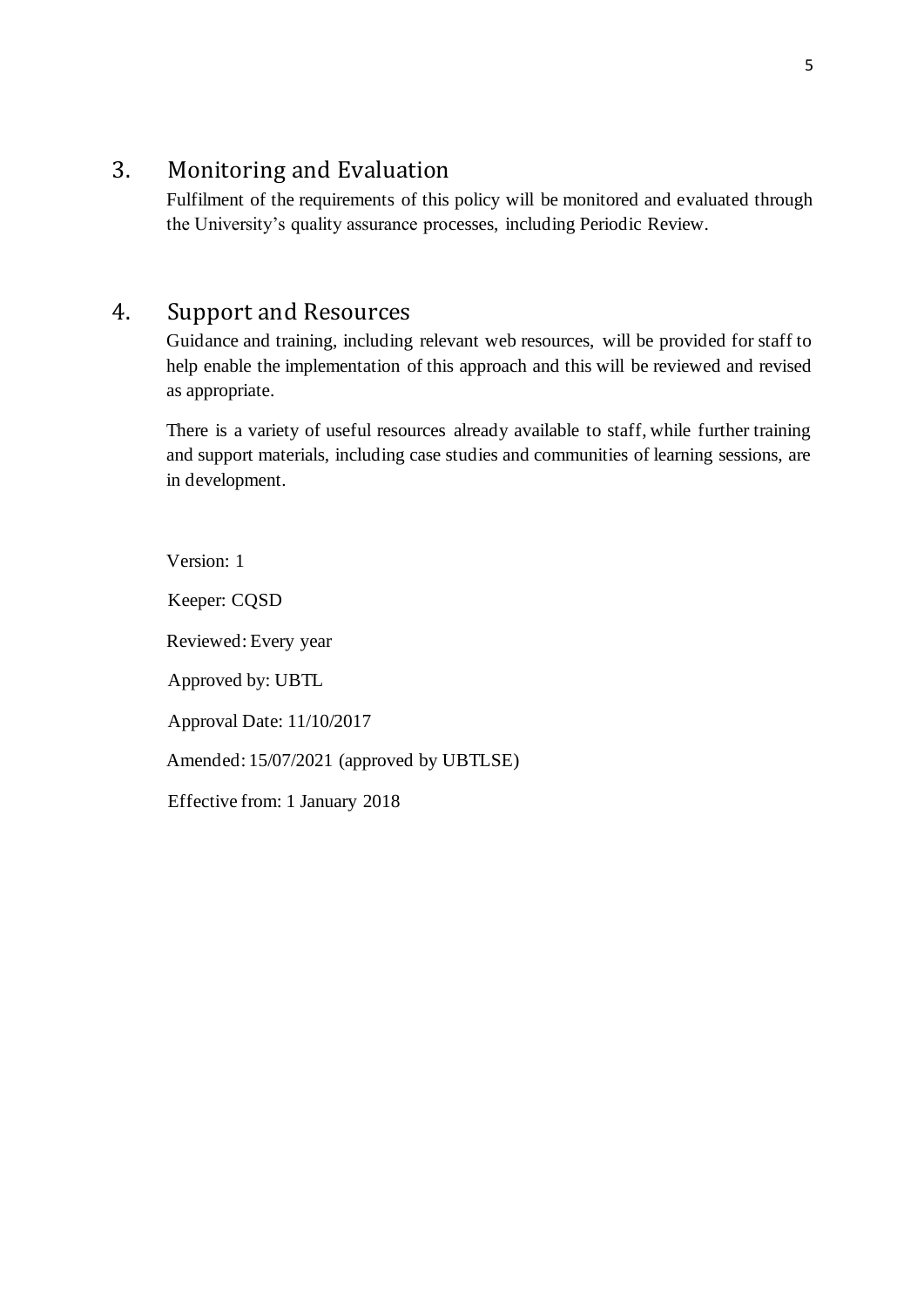## 3. Monitoring and Evaluation

Fulfilment of the requirements of this policy will be monitored and evaluated through the University's quality assurance processes, including Periodic Review.

## 4. Support and Resources

Guidance and training, including relevant web resources, will be provided for staff to help enable the implementation of this approach and this will be reviewed and revised as appropriate.

There is a variety of useful resources already available to staff, while further training and support materials, including case studies and communities of learning sessions, are in development.

Version: 1

Keeper: CQSD

Reviewed: Every year

Approved by: UBTL

Approval Date: 11/10/2017

Amended: 15/07/2021 (approved by UBTLSE)

Effective from: 1 January 2018